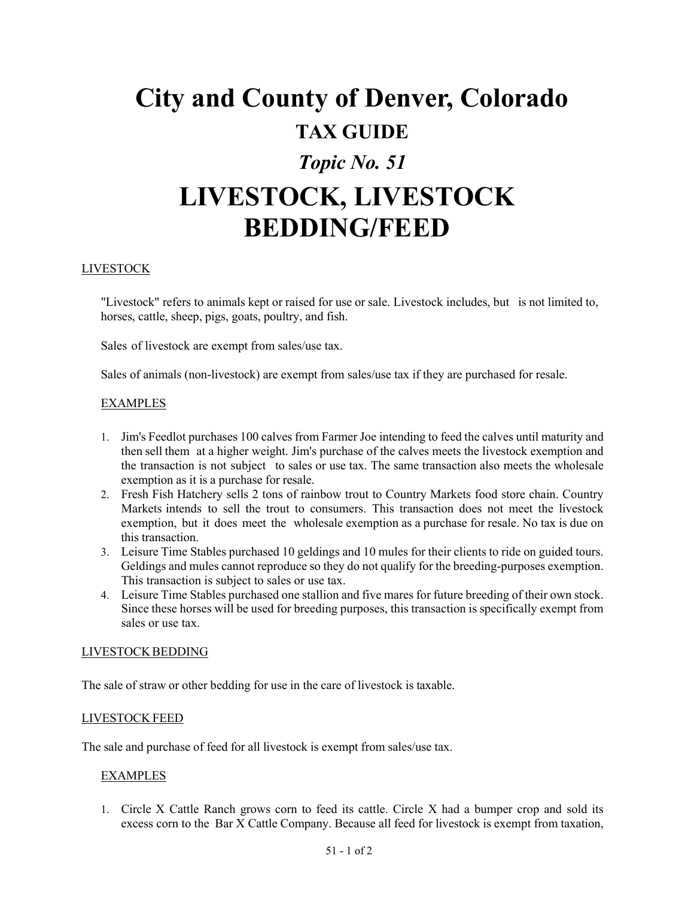# City and County of Denver, Colorado

## TAX GUIDE

## *Topic No. 51*

# LIVESTOCK, LIVESTOCK BEDDING/FEED

LIVESTOCK

"Livestock" refers to animals kept or raised for use or sale. Livestock includes, but is not limited to, horses, cattle, sheep, pigs, goats, poultry, and fish.

Sales of livestock are exempt from sales/use tax.

Sales of animals (non-livestock) are exempt from sales/use tax if they are purchased for resale.

EXAMPLES

1. Jim's Feedlot purchases 100 calves from Farmer Joe intending to feed the calves until maturity and then sell them at a higher weight. Jim's purchase of the calves meets the livestock exemption and the transaction is not subject to sales or use tax. The same transaction also meets the wholesale exemption as it is a purchase for resale.
2. Fresh Fish Hatchery sells 2 tons of rainbow trout to Country Markets food store chain. Country Markets intends to sell the trout to consumers. This transaction does not meet the livestock exemption, but it does meet the wholesale exemption as a purchase for resale. No tax is due on this transaction.
3. Leisure Time Stables purchased 10 geldings and 10 mules for their clients to ride on guided tours. Geldings and mules cannot reproduce so they do not qualify for the breeding-purposes exemption. This transaction is subject to sales or use tax.
4. Leisure Time Stables purchased one stallion and five mares for future breeding of their own stock. Since these horses will be used for breeding purposes, this transaction is specifically exempt from sales or use tax.

LIVESTOCK BEDDING

The sale of straw or other bedding for use in the care of livestock is taxable.

LIVESTOCK FEED

The sale and purchase of feed for all livestock is exempt from sales/use tax.

EXAMPLES

1. Circle X Cattle Ranch grows corn to feed its cattle. Circle X had a bumper crop and sold its excess corn to the Bar X Cattle Company. Because all feed for livestock is exempt from taxation,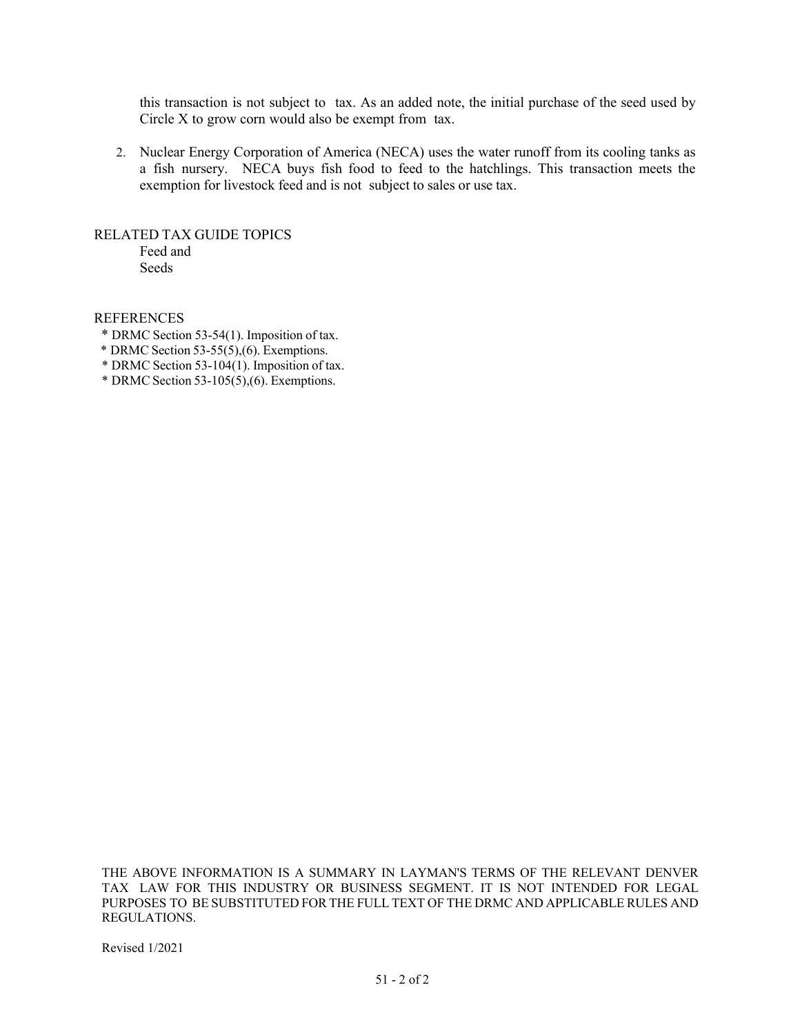this transaction is not subject to tax. As an added note, the initial purchase of the seed used by Circle X to grow corn would also be exempt from tax.

2. Nuclear Energy Corporation of America (NECA) uses the water runoff from its cooling tanks as a fish nursery. NECA buys fish food to feed to the hatchlings. This transaction meets the exemption for livestock feed and is not subject to sales or use tax.

RELATED TAX GUIDE TOPICS

Feed and
Seeds

REFERENCES

* DRMC Section 53-54(1). Imposition of tax.
* DRMC Section 53-55(5),(6). Exemptions.
* DRMC Section 53-104(1). Imposition of tax.
* DRMC Section 53-105(5),(6). Exemptions.

THE ABOVE INFORMATION IS A SUMMARY IN LAYMAN'S TERMS OF THE RELEVANT DENVER TAX LAW FOR THIS INDUSTRY OR BUSINESS SEGMENT. IT IS NOT INTENDED FOR LEGAL PURPOSES TO BE SUBSTITUTED FOR THE FULL TEXT OF THE DRMC AND APPLICABLE RULES AND REGULATIONS.

Revised 1/2021